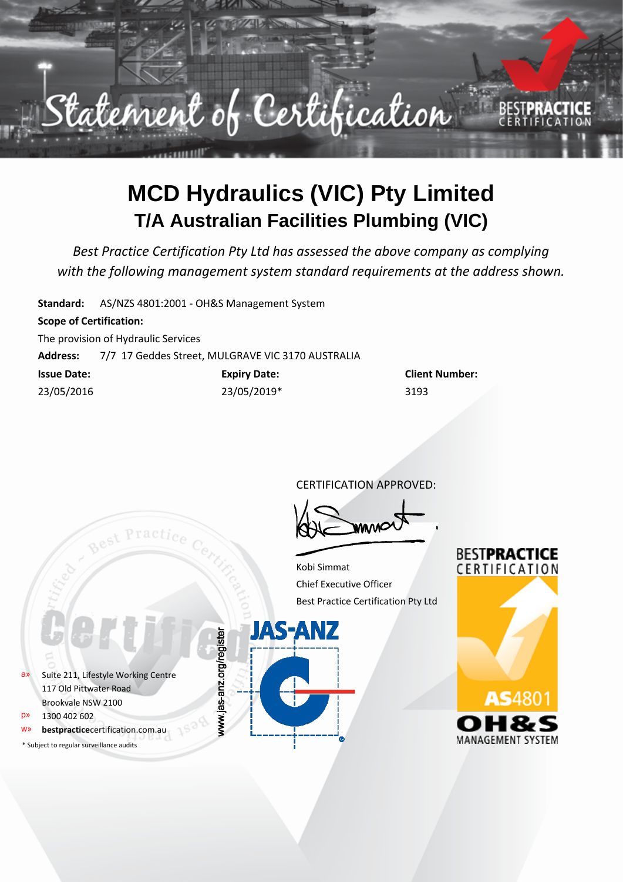# Statement of Certification

# MCD Hydraulics (VIC) Pty Limited
## T/A Australian Facilities Plumbing (VIC)

*Best Practice Certification Pty Ltd has assessed the above company as complying with the following management system standard requirements at the address shown.*

**Standard:** AS/NZS 4801:2001 - OH&S Management System

**Scope of Certification:**

The provision of Hydraulic Services

**Address:** 7/7 17 Geddes Street, MULGRAVE VIC 3170 AUSTRALIA

| Issue Date: | Expiry Date: | Client Number: |
|---|---|---|
| 23/05/2016 | 23/05/2019* | 3193 |

CERTIFICATION APPROVED:

Kobi Simmat
Chief Executive Officer
Best Practice Certification Pty Ltd

www.jas-anz.org/register

JAS-ANZ

BESTPRACTICE CERTIFICATION

AS4801 OH&S MANAGEMENT SYSTEM

a» Suite 211, Lifestyle Working Centre
117 Old Pittwater Road
Brookvale NSW 2100

p» 1300 402 602

w» **bestpractice**certification.com.au

* Subject to regular surveillance audits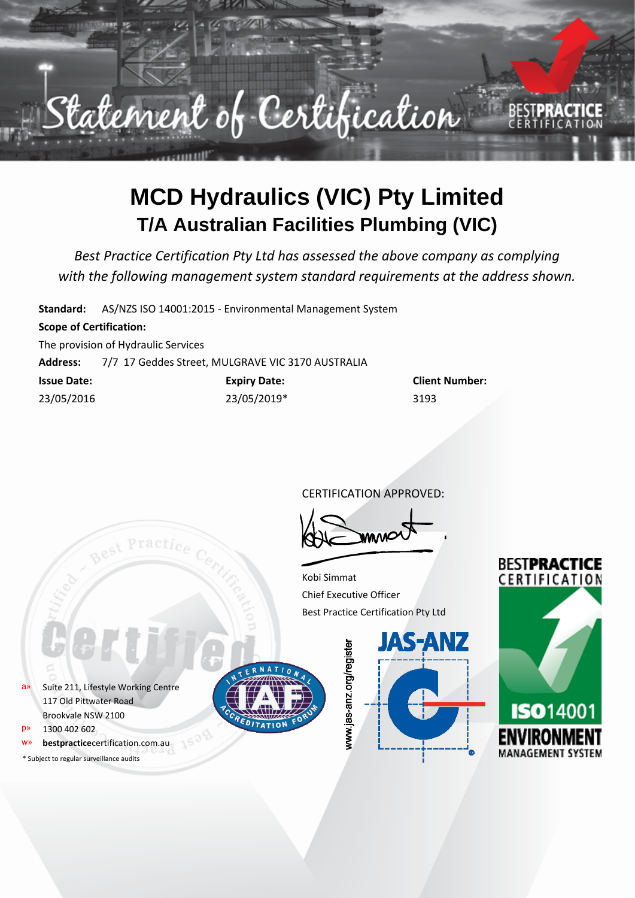# Statement of Certification

BESTPRACTICE CERTIFICATION

# MCD Hydraulics (VIC) Pty Limited

## T/A Australian Facilities Plumbing (VIC)

*Best Practice Certification Pty Ltd has assessed the above company as complying with the following management system standard requirements at the address shown.*

**Standard:** AS/NZS ISO 14001:2015 - Environmental Management System

**Scope of Certification:**

The provision of Hydraulic Services

**Address:** 7/7 17 Geddes Street, MULGRAVE VIC 3170 AUSTRALIA

| **Issue Date:** | **Expiry Date:** | **Client Number:** |
|---|---|---|
| 23/05/2016 | 23/05/2019* | 3193 |

CERTIFICATION APPROVED:

Kobi Simmat
Chief Executive Officer
Best Practice Certification Pty Ltd

a» Suite 211, Lifestyle Working Centre
117 Old Pittwater Road
Brookvale NSW 2100

p» 1300 402 602

w» **bestpractice**certification.com.au

\* Subject to regular surveillance audits

www.jas-anz.org/register

JAS-ANZ

BESTPRACTICE CERTIFICATION
ISO14001
ENVIRONMENT MANAGEMENT SYSTEM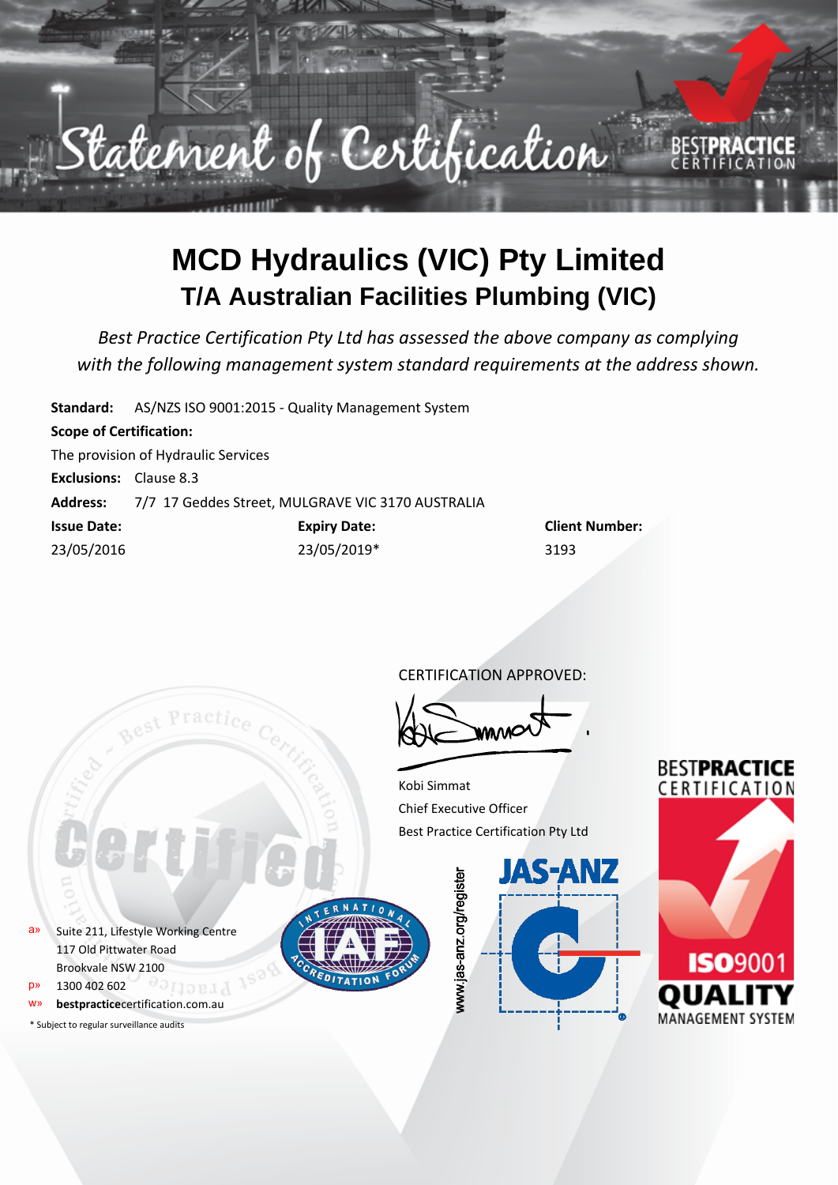# Statement of Certification

BESTPRACTICE CERTIFICATION

# MCD Hydraulics (VIC) Pty Limited

## T/A Australian Facilities Plumbing (VIC)

*Best Practice Certification Pty Ltd has assessed the above company as complying with the following management system standard requirements at the address shown.*

**Standard:** AS/NZS ISO 9001:2015 - Quality Management System

**Scope of Certification:**

The provision of Hydraulic Services

**Exclusions:** Clause 8.3

**Address:** 7/7 17 Geddes Street, MULGRAVE VIC 3170 AUSTRALIA

| **Issue Date:** | **Expiry Date:** | **Client Number:** |
|---|---|---|
| 23/05/2016 | 23/05/2019* | 3193 |

CERTIFICATION APPROVED:

Kobi Simmat
Chief Executive Officer
Best Practice Certification Pty Ltd

a» Suite 211, Lifestyle Working Centre
117 Old Pittwater Road
Brookvale NSW 2100

p» 1300 402 602

w» **bestpractice**certification.com.au

\* Subject to regular surveillance audits

INTERNATIONAL ACCREDITATION FORUM IAF

JAS-ANZ www.jas-anz.org/register

BESTPRACTICE CERTIFICATION ISO9001 QUALITY MANAGEMENT SYSTEM